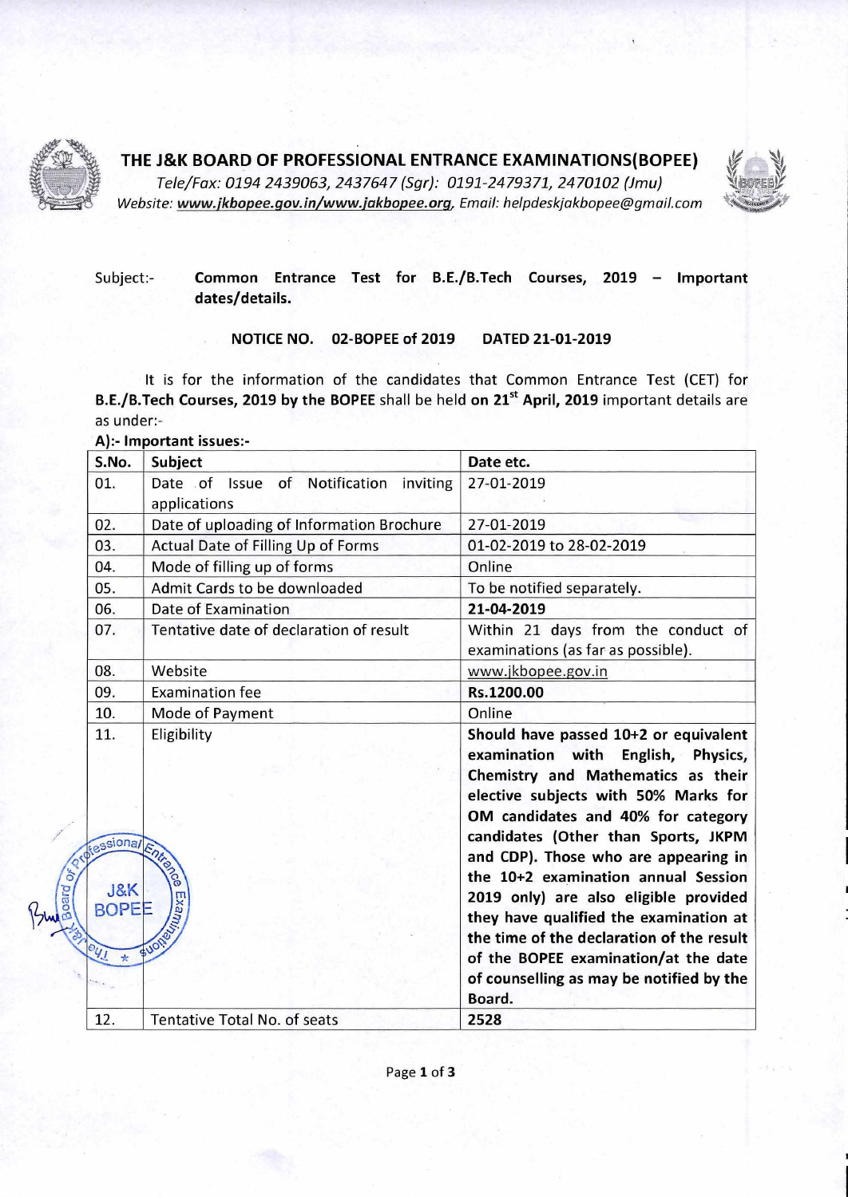# THE J&K BOARD OF PROFESSIONAL ENTRANCE EXAMINATIONS(BOPEE)

*Tele/Fax: 0194 2439063, 2437647 (Sgr): 0191-2479371, 2470102 (Jmu)*
*Website: **www.jkbopee.gov.in/www.jakbopee.org**, Email: helpdeskjakbopee@gmail.com*

Subject:- **Common Entrance Test for B.E./B.Tech Courses, 2019 – Important dates/details.**

**NOTICE NO. 02-BOPEE of 2019 DATED 21-01-2019**

It is for the information of the candidates that Common Entrance Test (CET) for **B.E./B.Tech Courses, 2019 by the BOPEE** shall be held **on 21st April, 2019** important details are as under:-

**A):- Important issues:-**

| S.No. | Subject | Date etc. |
|---|---|---|
| 01. | Date of Issue of Notification inviting applications | 27-01-2019 |
| 02. | Date of uploading of Information Brochure | 27-01-2019 |
| 03. | Actual Date of Filling Up of Forms | 01-02-2019 to 28-02-2019 |
| 04. | Mode of filling up of forms | Online |
| 05. | Admit Cards to be downloaded | To be notified separately. |
| 06. | Date of Examination | **21-04-2019** |
| 07. | Tentative date of declaration of result | Within 21 days from the conduct of examinations (as far as possible). |
| 08. | Website | www.jkbopee.gov.in |
| 09. | Examination fee | **Rs.1200.00** |
| 10. | Mode of Payment | Online |
| 11. | Eligibility | **Should have passed 10+2 or equivalent examination with English, Physics, Chemistry and Mathematics as their elective subjects with 50% Marks for OM candidates and 40% for category candidates (Other than Sports, JKPM and CDP). Those who are appearing in the 10+2 examination annual Session 2019 only) are also eligible provided they have qualified the examination at the time of the declaration of the result of the BOPEE examination/at the date of counselling as may be notified by the Board.** |
| 12. | Tentative Total No. of seats | **2528** |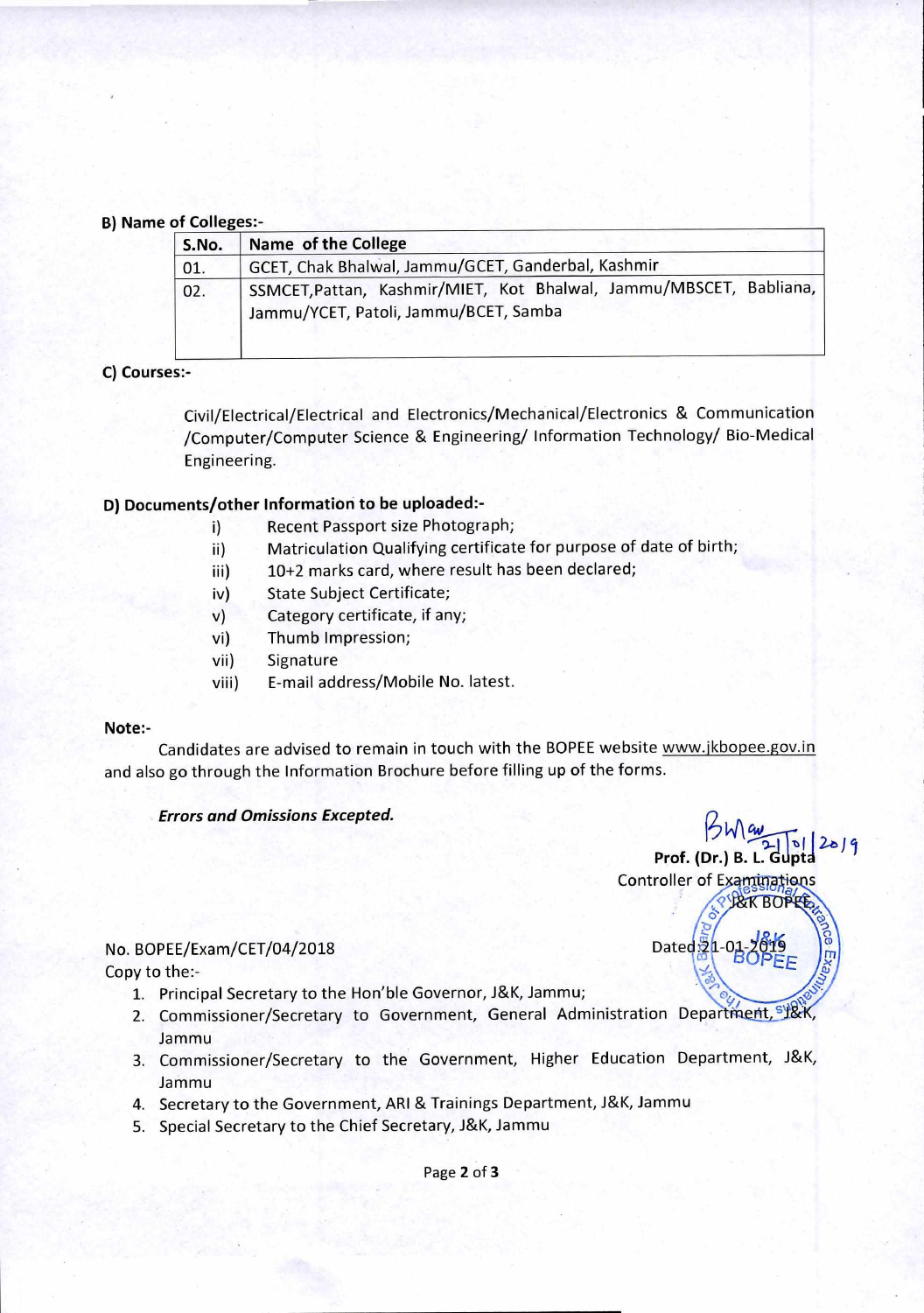**B) Name of Colleges:-**

| S.No. | Name of the College |
|---|---|
| 01. | GCET, Chak Bhalwal, Jammu/GCET, Ganderbal, Kashmir |
| 02. | SSMCET,Pattan, Kashmir/MIET, Kot Bhalwal, Jammu/MBSCET, Babliana, Jammu/YCET, Patoli, Jammu/BCET, Samba |

**C) Courses:-**

Civil/Electrical/Electrical and Electronics/Mechanical/Electronics & Communication /Computer/Computer Science & Engineering/ Information Technology/ Bio-Medical Engineering.

**D) Documents/other Information to be uploaded:-**

- i) Recent Passport size Photograph;
- ii) Matriculation Qualifying certificate for purpose of date of birth;
- iii) 10+2 marks card, where result has been declared;
- iv) State Subject Certificate;
- v) Category certificate, if any;
- vi) Thumb Impression;
- vii) Signature
- viii) E-mail address/Mobile No. latest.

**Note:-**

Candidates are advised to remain in touch with the BOPEE website www.jkbopee.gov.in and also go through the Information Brochure before filling up of the forms.

***Errors and Omissions Excepted.***

Sd/- 21/01/2019
**Prof. (Dr.) B. L. Gupta**
Controller of Examinations
J&K BOPEE

No. BOPEE/Exam/CET/04/2018

Dated:21-01-2019

Copy to the:-

1. Principal Secretary to the Hon'ble Governor, J&K, Jammu;
2. Commissioner/Secretary to Government, General Administration Department, J&K, Jammu
3. Commissioner/Secretary to the Government, Higher Education Department, J&K, Jammu
4. Secretary to the Government, ARI & Trainings Department, J&K, Jammu
5. Special Secretary to the Chief Secretary, J&K, Jammu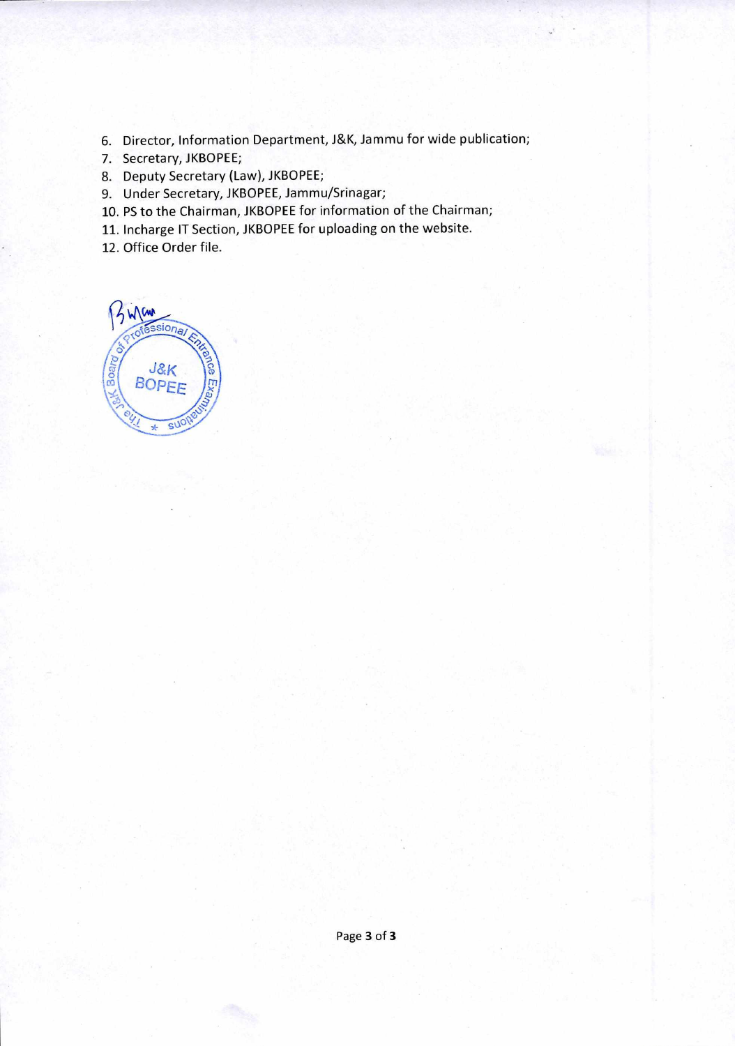6. Director, Information Department, J&K, Jammu for wide publication;
7. Secretary, JKBOPEE;
8. Deputy Secretary (Law), JKBOPEE;
9. Under Secretary, JKBOPEE, Jammu/Srinagar;
10. PS to the Chairman, JKBOPEE for information of the Chairman;
11. Incharge IT Section, JKBOPEE for uploading on the website.
12. Office Order file.